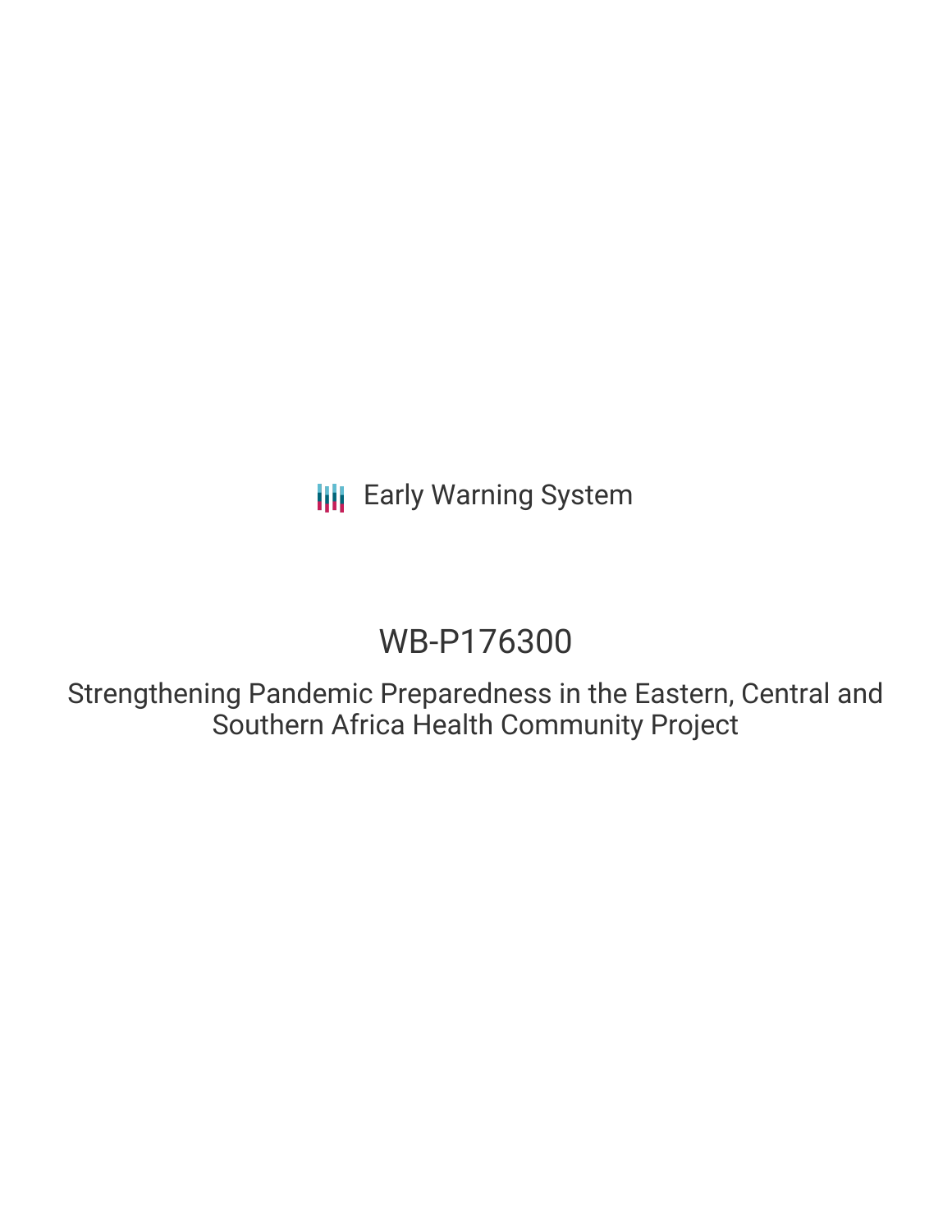Early Warning System

# WB-P176300

## Strengthening Pandemic Preparedness in the Eastern, Central and Southern Africa Health Community Project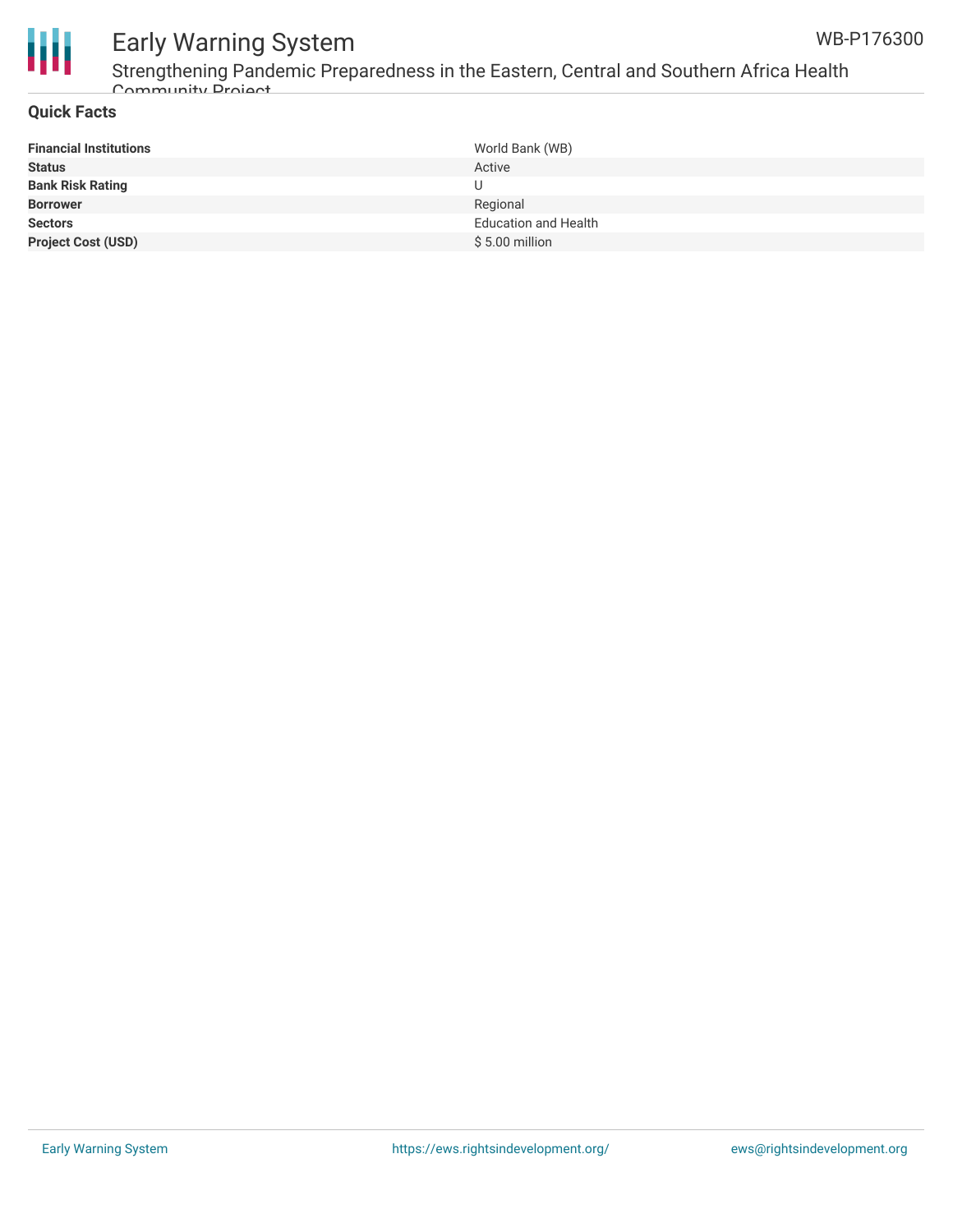## Quick Facts

| | |
|---|---|
| **Financial Institutions** | World Bank (WB) |
| **Status** | Active |
| **Bank Risk Rating** | U |
| **Borrower** | Regional |
| **Sectors** | Education and Health |
| **Project Cost (USD)** | $ 5.00 million |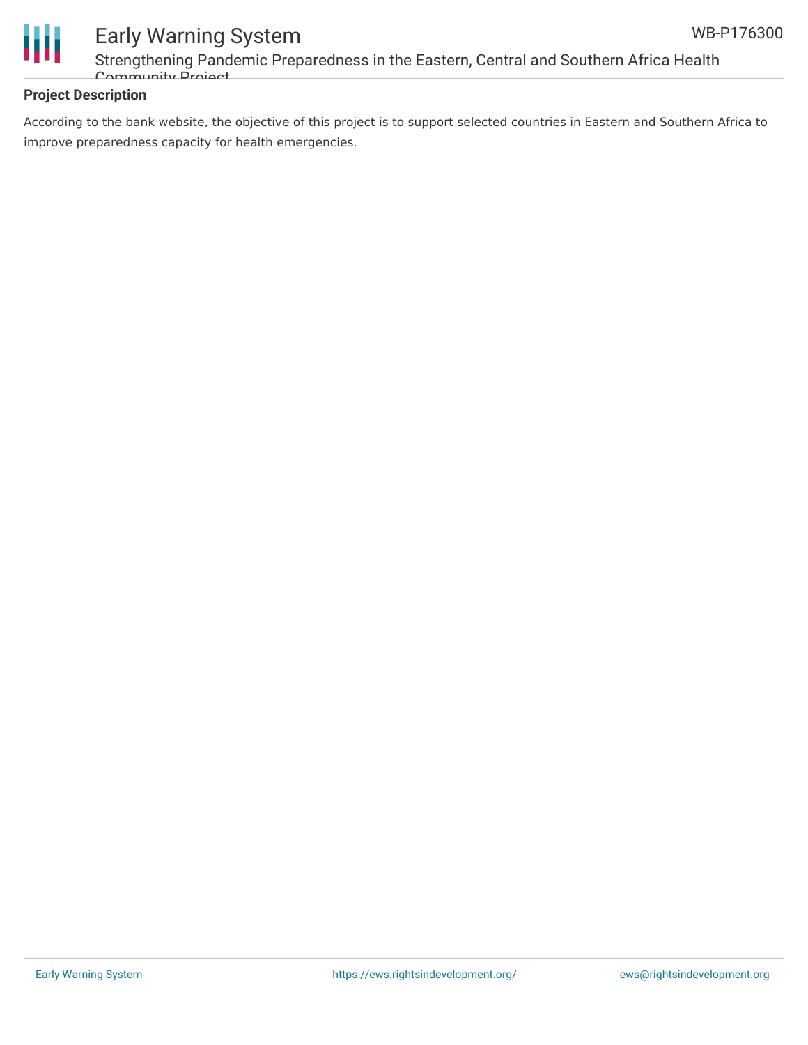**Project Description**

According to the bank website, the objective of this project is to support selected countries in Eastern and Southern Africa to improve preparedness capacity for health emergencies.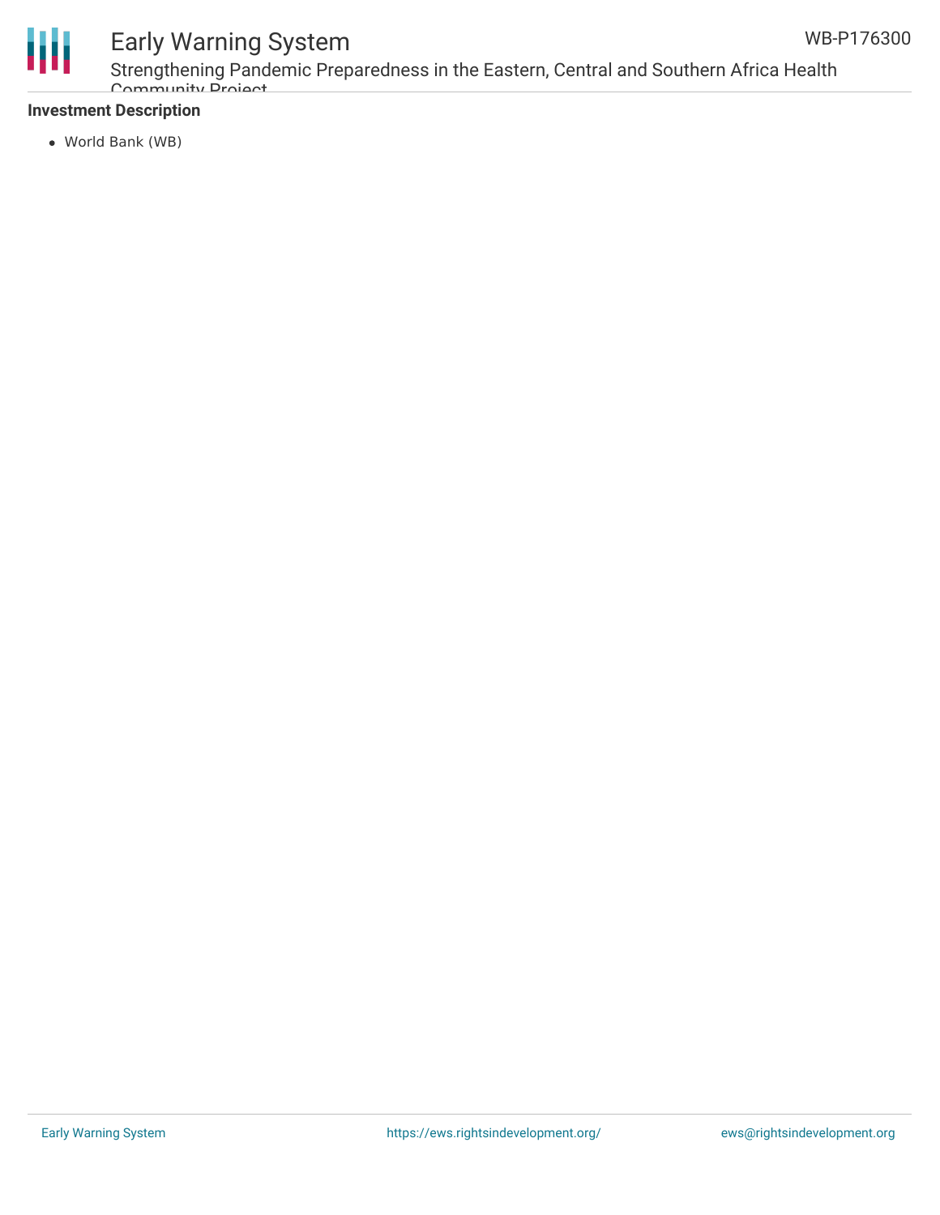**Investment Description**

- World Bank (WB)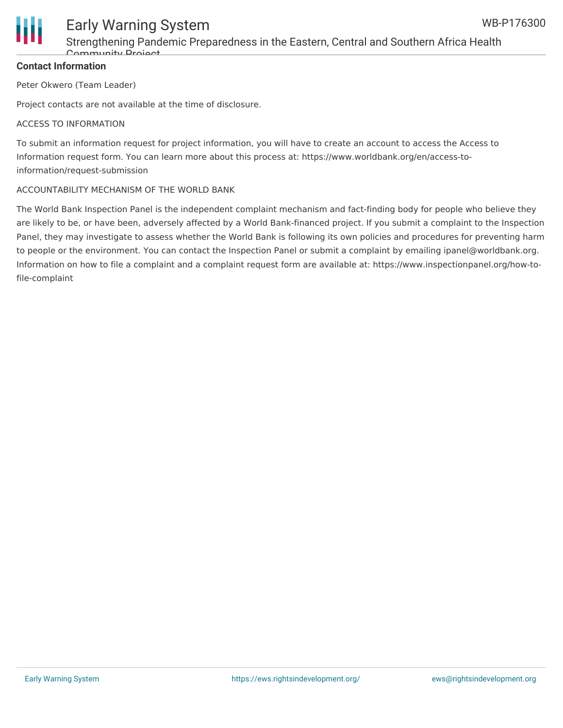**Contact Information**

Peter Okwero (Team Leader)

Project contacts are not available at the time of disclosure.

ACCESS TO INFORMATION

To submit an information request for project information, you will have to create an account to access the Access to Information request form. You can learn more about this process at: https://www.worldbank.org/en/access-to-information/request-submission

ACCOUNTABILITY MECHANISM OF THE WORLD BANK

The World Bank Inspection Panel is the independent complaint mechanism and fact-finding body for people who believe they are likely to be, or have been, adversely affected by a World Bank-financed project. If you submit a complaint to the Inspection Panel, they may investigate to assess whether the World Bank is following its own policies and procedures for preventing harm to people or the environment. You can contact the Inspection Panel or submit a complaint by emailing ipanel@worldbank.org. Information on how to file a complaint and a complaint request form are available at: https://www.inspectionpanel.org/how-to-file-complaint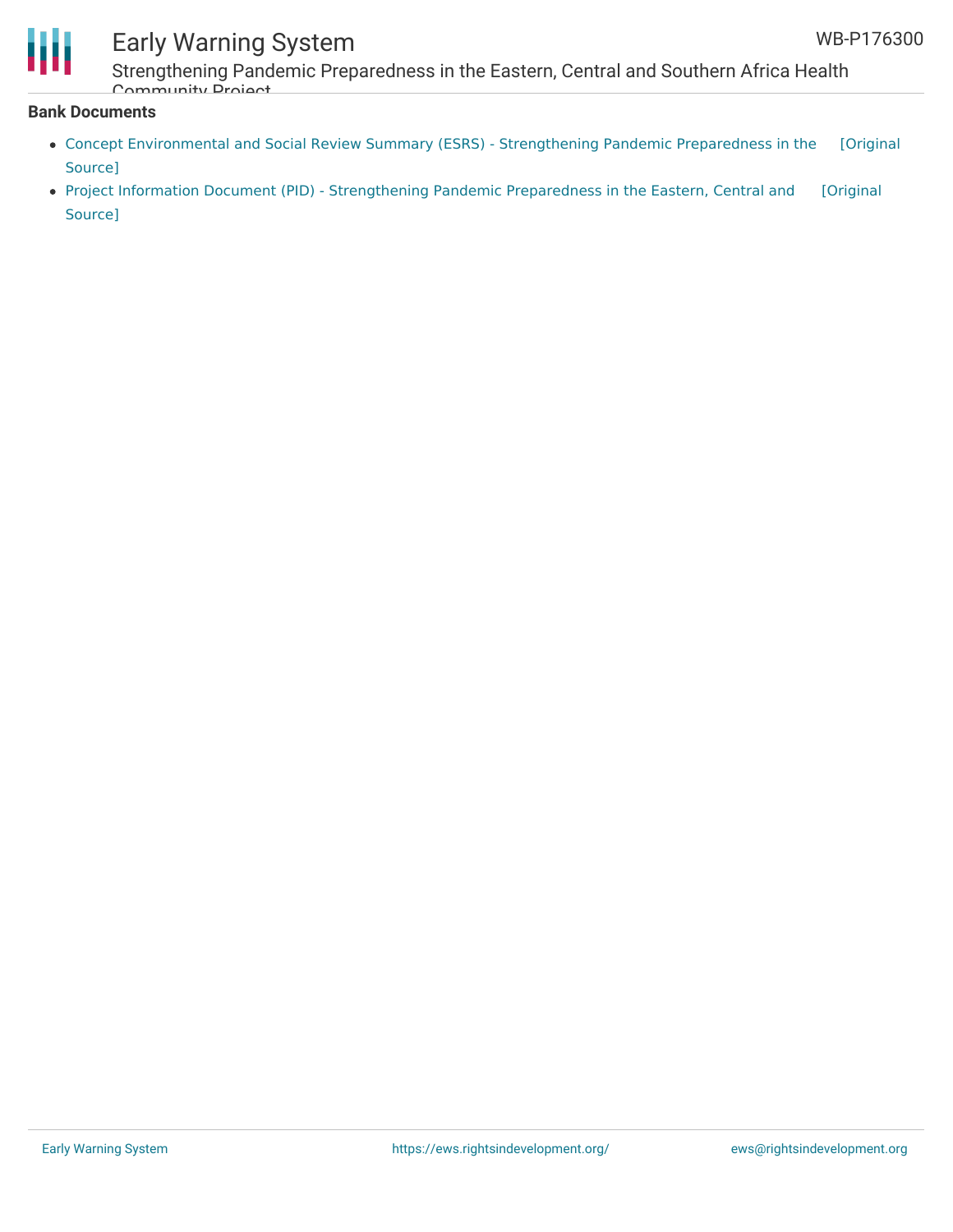**Bank Documents**

- Concept Environmental and Social Review Summary (ESRS) - Strengthening Pandemic Preparedness in the [Original Source]
- Project Information Document (PID) - Strengthening Pandemic Preparedness in the Eastern, Central and [Original Source]